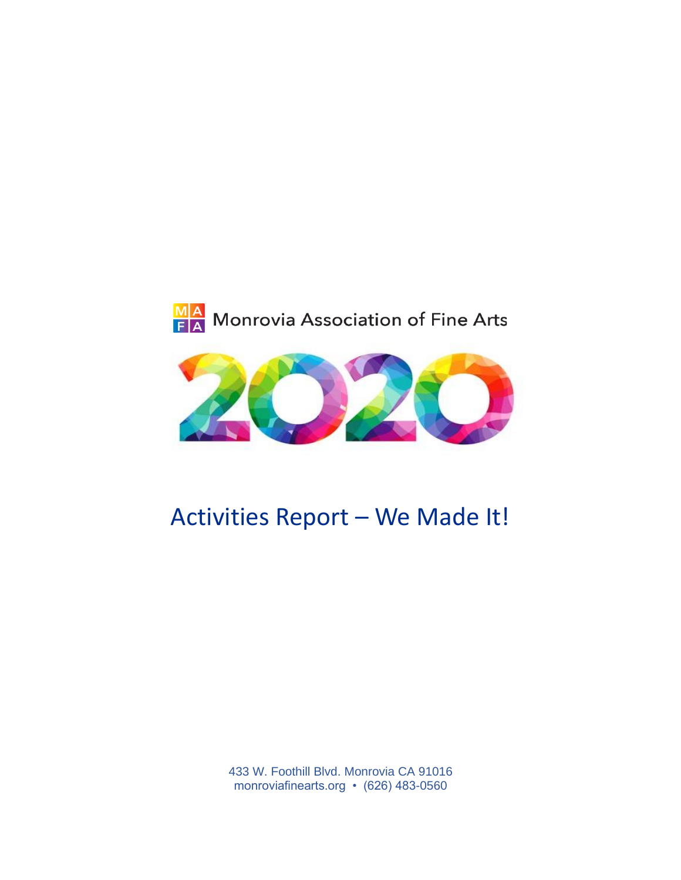Monrovia Association of Fine Arts

# 2020

## Activities Report – We Made It!

433 W. Foothill Blvd. Monrovia CA 91016
monroviafinearts.org • (626) 483-0560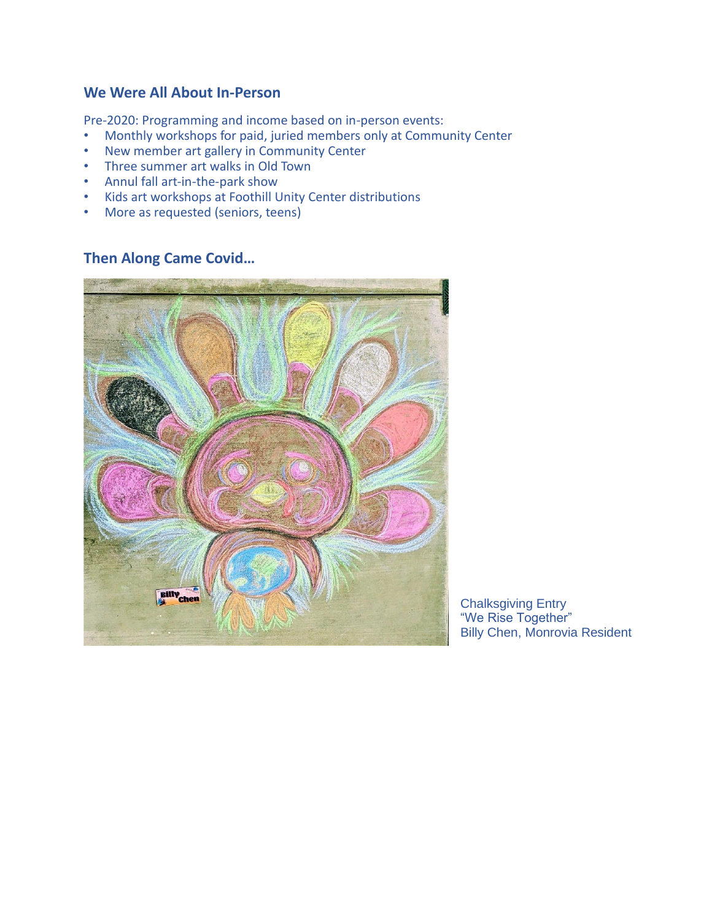## We Were All About In-Person

Pre-2020: Programming and income based on in-person events:

- Monthly workshops for paid, juried members only at Community Center
- New member art gallery in Community Center
- Three summer art walks in Old Town
- Annul fall art-in-the-park show
- Kids art workshops at Foothill Unity Center distributions
- More as requested (seniors, teens)

## Then Along Came Covid…

Chalksgiving Entry
"We Rise Together"
Billy Chen, Monrovia Resident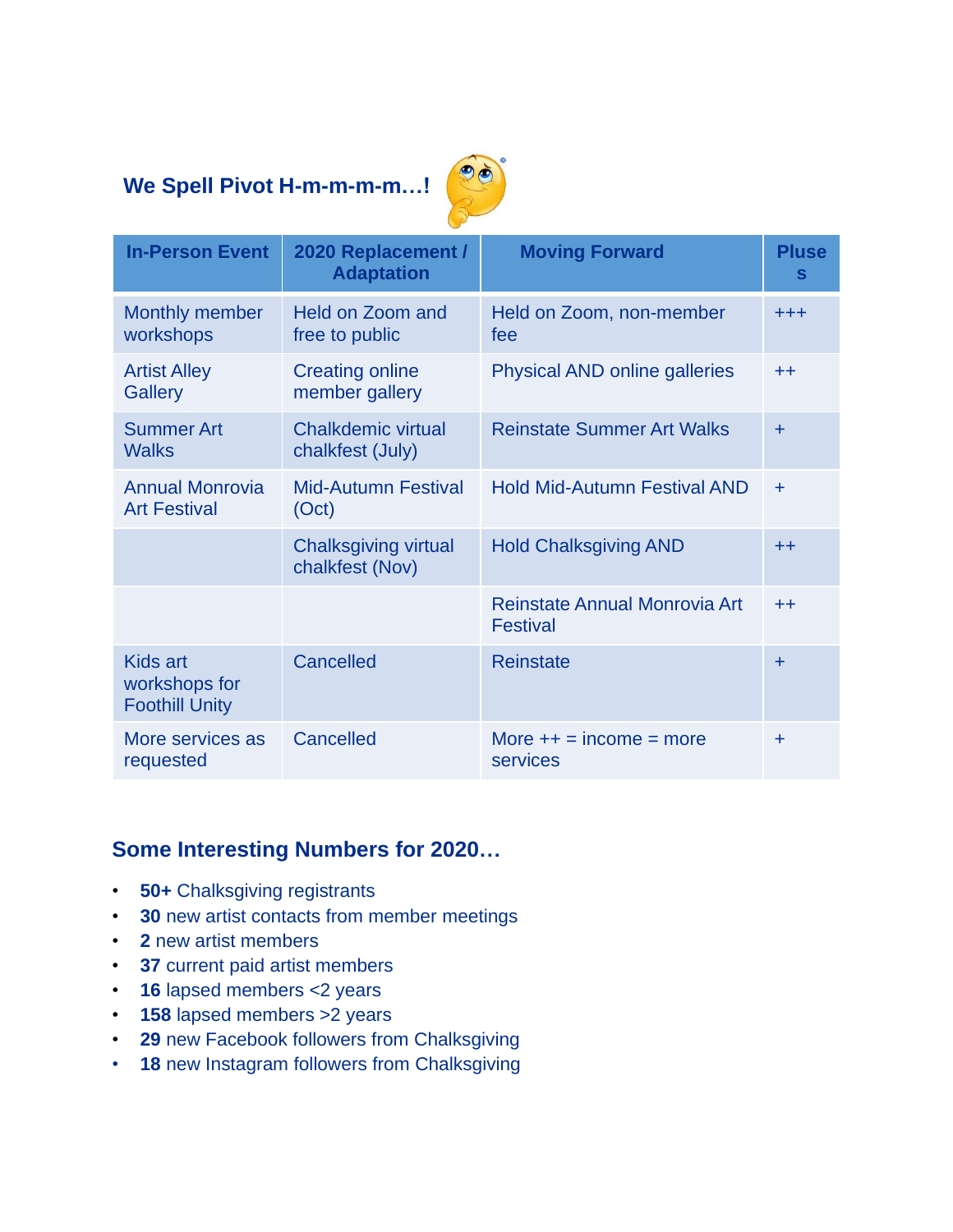## We Spell Pivot H-m-m-m-m…!

| In-Person Event | 2020 Replacement / Adaptation | Moving Forward | Pluses |
|---|---|---|---|
| Monthly member workshops | Held on Zoom and free to public | Held on Zoom, non-member fee | +++ |
| Artist Alley Gallery | Creating online member gallery | Physical AND online galleries | ++ |
| Summer Art Walks | Chalkdemic virtual chalkfest (July) | Reinstate Summer Art Walks | + |
| Annual Monrovia Art Festival | Mid-Autumn Festival (Oct) | Hold Mid-Autumn Festival AND | + |
| | Chalksgiving virtual chalkfest (Nov) | Hold Chalksgiving AND | ++ |
| | | Reinstate Annual Monrovia Art Festival | ++ |
| Kids art workshops for Foothill Unity | Cancelled | Reinstate | + |
| More services as requested | Cancelled | More ++ = income = more services | + |

## Some Interesting Numbers for 2020…

- **50+** Chalksgiving registrants
- **30** new artist contacts from member meetings
- **2** new artist members
- **37** current paid artist members
- **16** lapsed members <2 years
- **158** lapsed members >2 years
- **29** new Facebook followers from Chalksgiving
- **18** new Instagram followers from Chalksgiving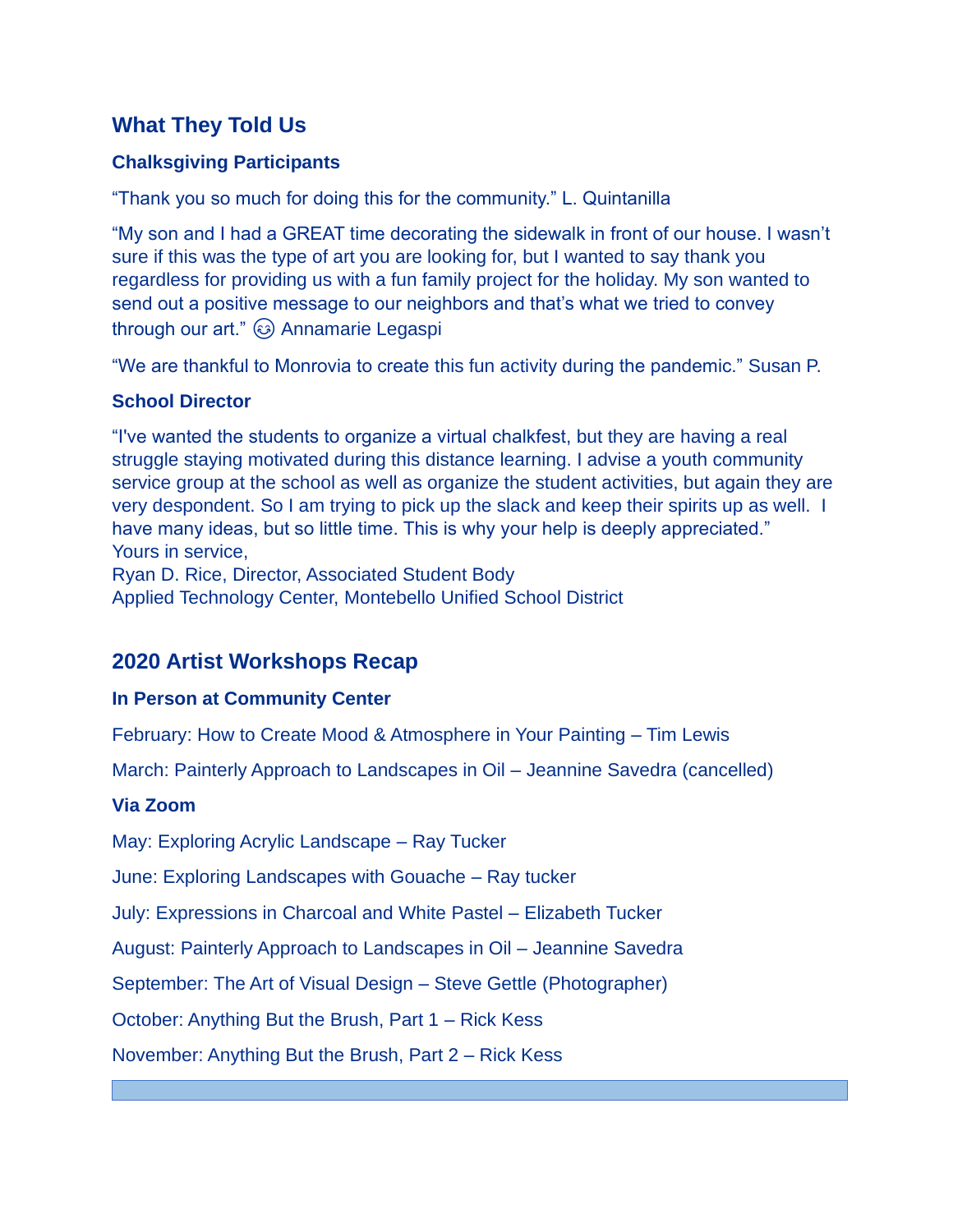## What They Told Us

### Chalksgiving Participants

“Thank you so much for doing this for the community.” L. Quintanilla

“My son and I had a GREAT time decorating the sidewalk in front of our house. I wasn’t sure if this was the type of art you are looking for, but I wanted to say thank you regardless for providing us with a fun family project for the holiday. My son wanted to send out a positive message to our neighbors and that’s what we tried to convey through our art.” 😉 Annamarie Legaspi

“We are thankful to Monrovia to create this fun activity during the pandemic.” Susan P.

### School Director

“I've wanted the students to organize a virtual chalkfest, but they are having a real struggle staying motivated during this distance learning. I advise a youth community service group at the school as well as organize the student activities, but again they are very despondent. So I am trying to pick up the slack and keep their spirits up as well. I have many ideas, but so little time. This is why your help is deeply appreciated.”
Yours in service,
Ryan D. Rice, Director, Associated Student Body
Applied Technology Center, Montebello Unified School District

## 2020 Artist Workshops Recap

### In Person at Community Center

February: How to Create Mood & Atmosphere in Your Painting – Tim Lewis

March: Painterly Approach to Landscapes in Oil – Jeannine Savedra (cancelled)

### Via Zoom

May: Exploring Acrylic Landscape – Ray Tucker

June: Exploring Landscapes with Gouache – Ray tucker

July: Expressions in Charcoal and White Pastel – Elizabeth Tucker

August: Painterly Approach to Landscapes in Oil – Jeannine Savedra

September: The Art of Visual Design – Steve Gettle (Photographer)

October: Anything But the Brush, Part 1 – Rick Kess

November: Anything But the Brush, Part 2 – Rick Kess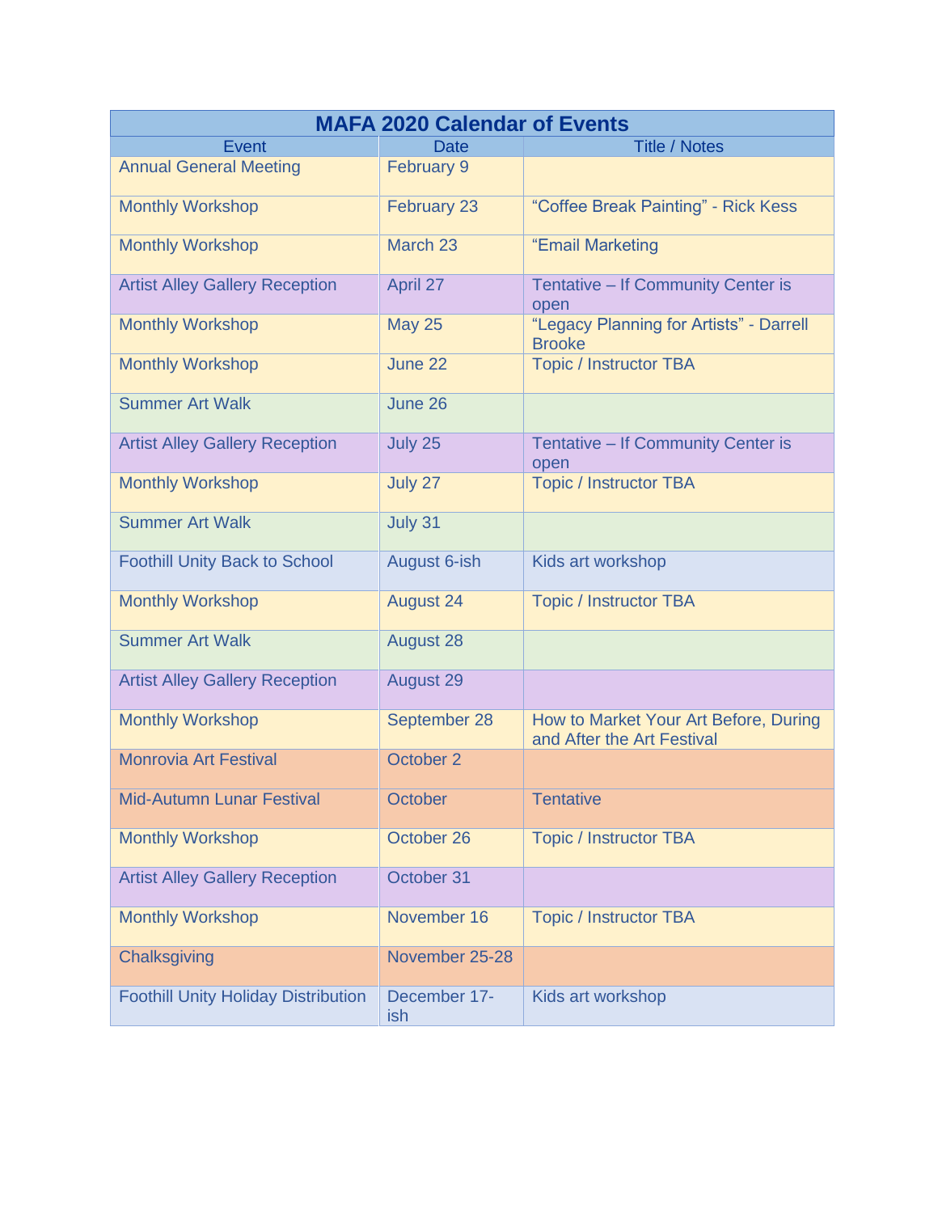| MAFA 2020 Calendar of Events | | |
|---|---|---|
| Event | Date | Title / Notes |
| Annual General Meeting | February 9 | |
| Monthly Workshop | February 23 | “Coffee Break Painting” - Rick Kess |
| Monthly Workshop | March 23 | “Email Marketing |
| Artist Alley Gallery Reception | April 27 | Tentative – If Community Center is open |
| Monthly Workshop | May 25 | “Legacy Planning for Artists” - Darrell Brooke |
| Monthly Workshop | June 22 | Topic / Instructor TBA |
| Summer Art Walk | June 26 | |
| Artist Alley Gallery Reception | July 25 | Tentative – If Community Center is open |
| Monthly Workshop | July 27 | Topic / Instructor TBA |
| Summer Art Walk | July 31 | |
| Foothill Unity Back to School | August 6-ish | Kids art workshop |
| Monthly Workshop | August 24 | Topic / Instructor TBA |
| Summer Art Walk | August 28 | |
| Artist Alley Gallery Reception | August 29 | |
| Monthly Workshop | September 28 | How to Market Your Art Before, During and After the Art Festival |
| Monrovia Art Festival | October 2 | |
| Mid-Autumn Lunar Festival | October | Tentative |
| Monthly Workshop | October 26 | Topic / Instructor TBA |
| Artist Alley Gallery Reception | October 31 | |
| Monthly Workshop | November 16 | Topic / Instructor TBA |
| Chalksgiving | November 25-28 | |
| Foothill Unity Holiday Distribution | December 17-ish | Kids art workshop |